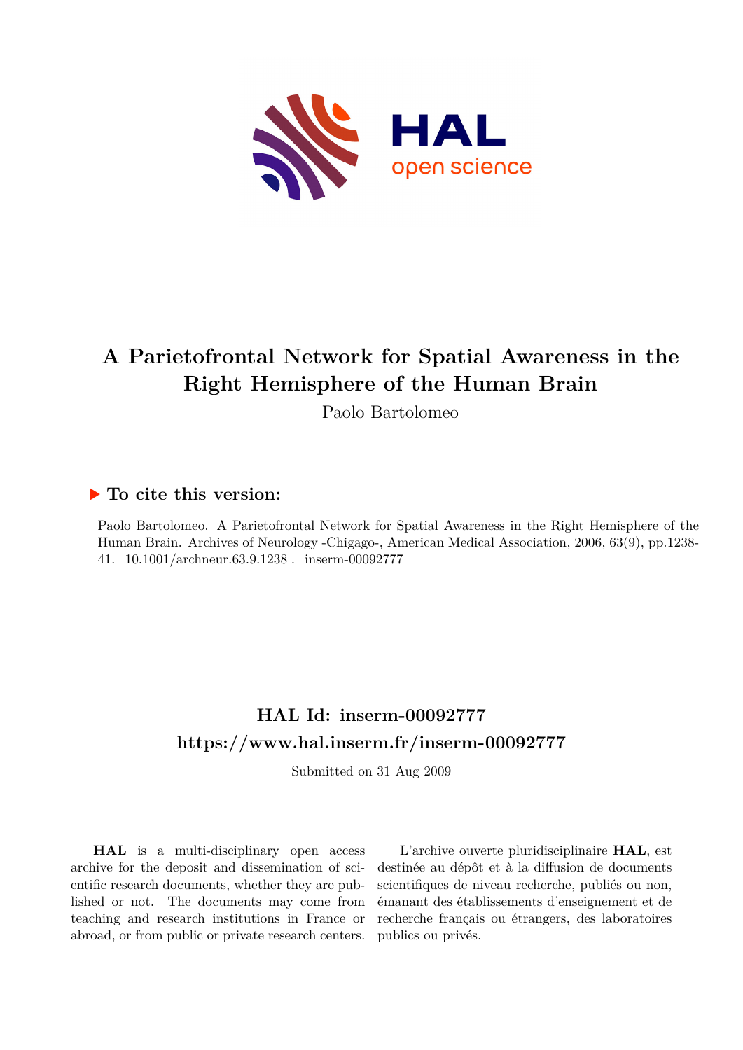# A Parietofrontal Network for Spatial Awareness in the Right Hemisphere of the Human Brain

Paolo Bartolomeo

## ▶ To cite this version:

Paolo Bartolomeo. A Parietofrontal Network for Spatial Awareness in the Right Hemisphere of the Human Brain. Archives of Neurology -Chigago-, American Medical Association, 2006, 63(9), pp.1238-41. 10.1001/archneur.63.9.1238 . inserm-00092777

## HAL Id: inserm-00092777
## https://www.hal.inserm.fr/inserm-00092777

Submitted on 31 Aug 2009

**HAL** is a multi-disciplinary open access archive for the deposit and dissemination of scientific research documents, whether they are published or not. The documents may come from teaching and research institutions in France or abroad, or from public or private research centers.

L'archive ouverte pluridisciplinaire **HAL**, est destinée au dépôt et à la diffusion de documents scientifiques de niveau recherche, publiés ou non, émanant des établissements d'enseignement et de recherche français ou étrangers, des laboratoires publics ou privés.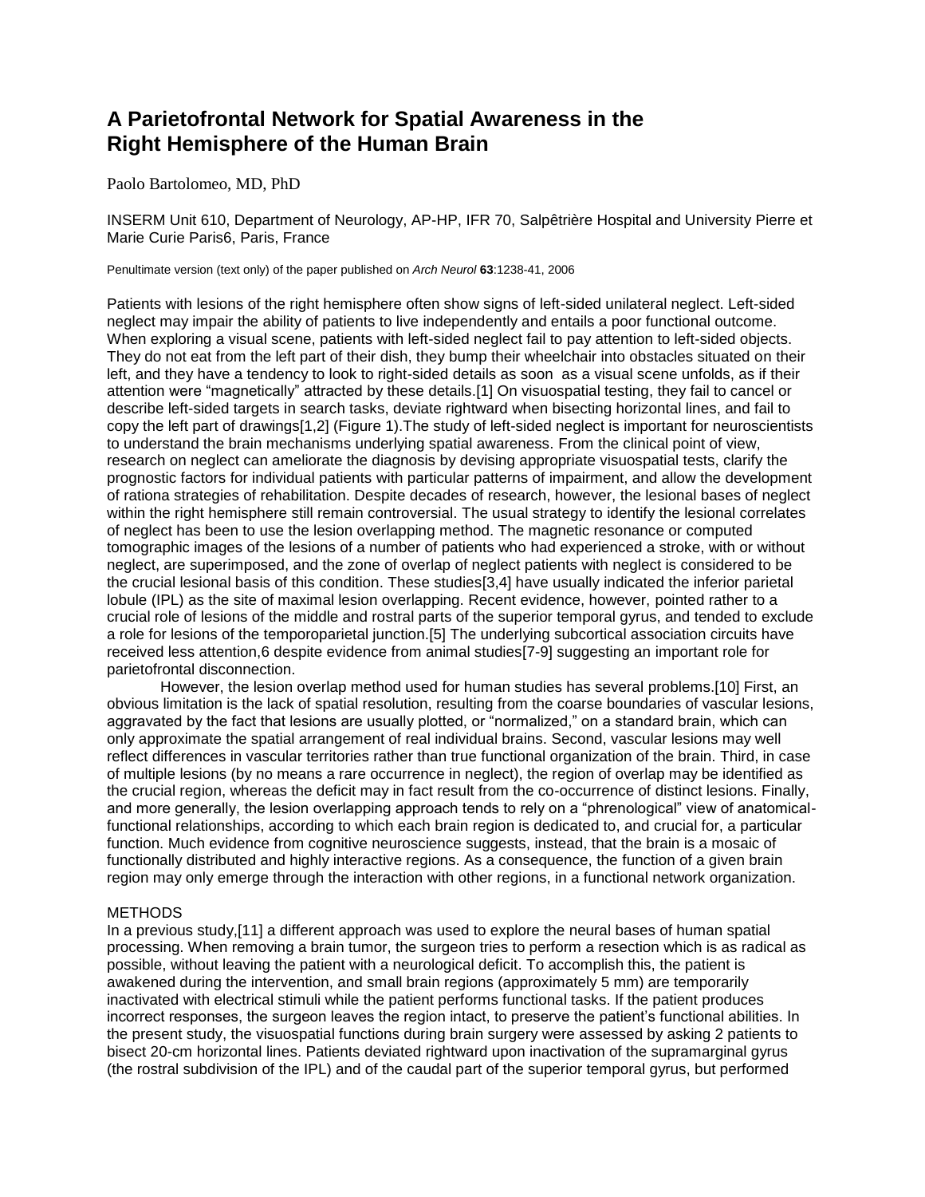# A Parietofrontal Network for Spatial Awareness in the Right Hemisphere of the Human Brain

Paolo Bartolomeo, MD, PhD

INSERM Unit 610, Department of Neurology, AP-HP, IFR 70, Salpêtrière Hospital and University Pierre et Marie Curie Paris6, Paris, France

Penultimate version (text only) of the paper published on *Arch Neurol* **63**:1238-41, 2006

Patients with lesions of the right hemisphere often show signs of left-sided unilateral neglect. Left-sided neglect may impair the ability of patients to live independently and entails a poor functional outcome. When exploring a visual scene, patients with left-sided neglect fail to pay attention to left-sided objects. They do not eat from the left part of their dish, they bump their wheelchair into obstacles situated on their left, and they have a tendency to look to right-sided details as soon as a visual scene unfolds, as if their attention were "magnetically" attracted by these details.[1] On visuospatial testing, they fail to cancel or describe left-sided targets in search tasks, deviate rightward when bisecting horizontal lines, and fail to copy the left part of drawings[1,2] (Figure 1).The study of left-sided neglect is important for neuroscientists to understand the brain mechanisms underlying spatial awareness. From the clinical point of view, research on neglect can ameliorate the diagnosis by devising appropriate visuospatial tests, clarify the prognostic factors for individual patients with particular patterns of impairment, and allow the development of rationa strategies of rehabilitation. Despite decades of research, however, the lesional bases of neglect within the right hemisphere still remain controversial. The usual strategy to identify the lesional correlates of neglect has been to use the lesion overlapping method. The magnetic resonance or computed tomographic images of the lesions of a number of patients who had experienced a stroke, with or without neglect, are superimposed, and the zone of overlap of neglect patients with neglect is considered to be the crucial lesional basis of this condition. These studies[3,4] have usually indicated the inferior parietal lobule (IPL) as the site of maximal lesion overlapping. Recent evidence, however, pointed rather to a crucial role of lesions of the middle and rostral parts of the superior temporal gyrus, and tended to exclude a role for lesions of the temporoparietal junction.[5] The underlying subcortical association circuits have received less attention,6 despite evidence from animal studies[7-9] suggesting an important role for parietofrontal disconnection.

However, the lesion overlap method used for human studies has several problems.[10] First, an obvious limitation is the lack of spatial resolution, resulting from the coarse boundaries of vascular lesions, aggravated by the fact that lesions are usually plotted, or "normalized," on a standard brain, which can only approximate the spatial arrangement of real individual brains. Second, vascular lesions may well reflect differences in vascular territories rather than true functional organization of the brain. Third, in case of multiple lesions (by no means a rare occurrence in neglect), the region of overlap may be identified as the crucial region, whereas the deficit may in fact result from the co-occurrence of distinct lesions. Finally, and more generally, the lesion overlapping approach tends to rely on a "phrenological" view of anatomical-functional relationships, according to which each brain region is dedicated to, and crucial for, a particular function. Much evidence from cognitive neuroscience suggests, instead, that the brain is a mosaic of functionally distributed and highly interactive regions. As a consequence, the function of a given brain region may only emerge through the interaction with other regions, in a functional network organization.

## METHODS

In a previous study,[11] a different approach was used to explore the neural bases of human spatial processing. When removing a brain tumor, the surgeon tries to perform a resection which is as radical as possible, without leaving the patient with a neurological deficit. To accomplish this, the patient is awakened during the intervention, and small brain regions (approximately 5 mm) are temporarily inactivated with electrical stimuli while the patient performs functional tasks. If the patient produces incorrect responses, the surgeon leaves the region intact, to preserve the patient's functional abilities. In the present study, the visuospatial functions during brain surgery were assessed by asking 2 patients to bisect 20-cm horizontal lines. Patients deviated rightward upon inactivation of the supramarginal gyrus (the rostral subdivision of the IPL) and of the caudal part of the superior temporal gyrus, but performed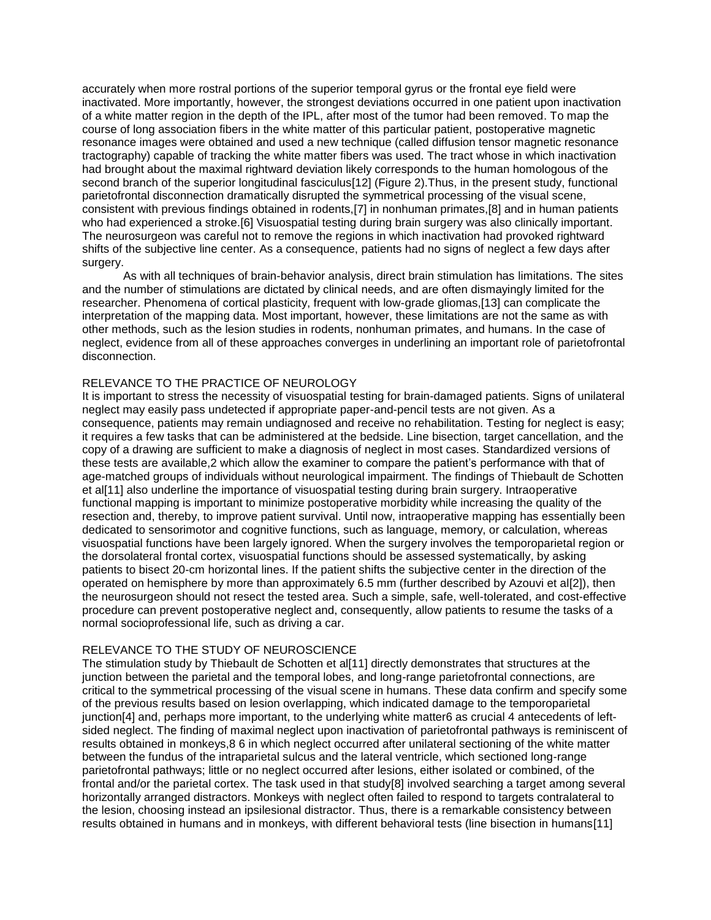accurately when more rostral portions of the superior temporal gyrus or the frontal eye field were inactivated. More importantly, however, the strongest deviations occurred in one patient upon inactivation of a white matter region in the depth of the IPL, after most of the tumor had been removed. To map the course of long association fibers in the white matter of this particular patient, postoperative magnetic resonance images were obtained and used a new technique (called diffusion tensor magnetic resonance tractography) capable of tracking the white matter fibers was used. The tract whose in which inactivation had brought about the maximal rightward deviation likely corresponds to the human homologous of the second branch of the superior longitudinal fasciculus[12] (Figure 2).Thus, in the present study, functional parietofrontal disconnection dramatically disrupted the symmetrical processing of the visual scene, consistent with previous findings obtained in rodents,[7] in nonhuman primates,[8] and in human patients who had experienced a stroke.[6] Visuospatial testing during brain surgery was also clinically important. The neurosurgeon was careful not to remove the regions in which inactivation had provoked rightward shifts of the subjective line center. As a consequence, patients had no signs of neglect a few days after surgery.

As with all techniques of brain-behavior analysis, direct brain stimulation has limitations. The sites and the number of stimulations are dictated by clinical needs, and are often dismayingly limited for the researcher. Phenomena of cortical plasticity, frequent with low-grade gliomas,[13] can complicate the interpretation of the mapping data. Most important, however, these limitations are not the same as with other methods, such as the lesion studies in rodents, nonhuman primates, and humans. In the case of neglect, evidence from all of these approaches converges in underlining an important role of parietofrontal disconnection.

## RELEVANCE TO THE PRACTICE OF NEUROLOGY

It is important to stress the necessity of visuospatial testing for brain-damaged patients. Signs of unilateral neglect may easily pass undetected if appropriate paper-and-pencil tests are not given. As a consequence, patients may remain undiagnosed and receive no rehabilitation. Testing for neglect is easy; it requires a few tasks that can be administered at the bedside. Line bisection, target cancellation, and the copy of a drawing are sufficient to make a diagnosis of neglect in most cases. Standardized versions of these tests are available,2 which allow the examiner to compare the patient's performance with that of age-matched groups of individuals without neurological impairment. The findings of Thiebault de Schotten et al[11] also underline the importance of visuospatial testing during brain surgery. Intraoperative functional mapping is important to minimize postoperative morbidity while increasing the quality of the resection and, thereby, to improve patient survival. Until now, intraoperative mapping has essentially been dedicated to sensorimotor and cognitive functions, such as language, memory, or calculation, whereas visuospatial functions have been largely ignored. When the surgery involves the temporoparietal region or the dorsolateral frontal cortex, visuospatial functions should be assessed systematically, by asking patients to bisect 20-cm horizontal lines. If the patient shifts the subjective center in the direction of the operated on hemisphere by more than approximately 6.5 mm (further described by Azouvi et al[2]), then the neurosurgeon should not resect the tested area. Such a simple, safe, well-tolerated, and cost-effective procedure can prevent postoperative neglect and, consequently, allow patients to resume the tasks of a normal socioprofessional life, such as driving a car.

## RELEVANCE TO THE STUDY OF NEUROSCIENCE

The stimulation study by Thiebault de Schotten et al[11] directly demonstrates that structures at the junction between the parietal and the temporal lobes, and long-range parietofrontal connections, are critical to the symmetrical processing of the visual scene in humans. These data confirm and specify some of the previous results based on lesion overlapping, which indicated damage to the temporoparietal junction[4] and, perhaps more important, to the underlying white matter6 as crucial 4 antecedents of left-sided neglect. The finding of maximal neglect upon inactivation of parietofrontal pathways is reminiscent of results obtained in monkeys,8 6 in which neglect occurred after unilateral sectioning of the white matter between the fundus of the intraparietal sulcus and the lateral ventricle, which sectioned long-range parietofrontal pathways; little or no neglect occurred after lesions, either isolated or combined, of the frontal and/or the parietal cortex. The task used in that study[8] involved searching a target among several horizontally arranged distractors. Monkeys with neglect often failed to respond to targets contralateral to the lesion, choosing instead an ipsilesional distractor. Thus, there is a remarkable consistency between results obtained in humans and in monkeys, with different behavioral tests (line bisection in humans[11]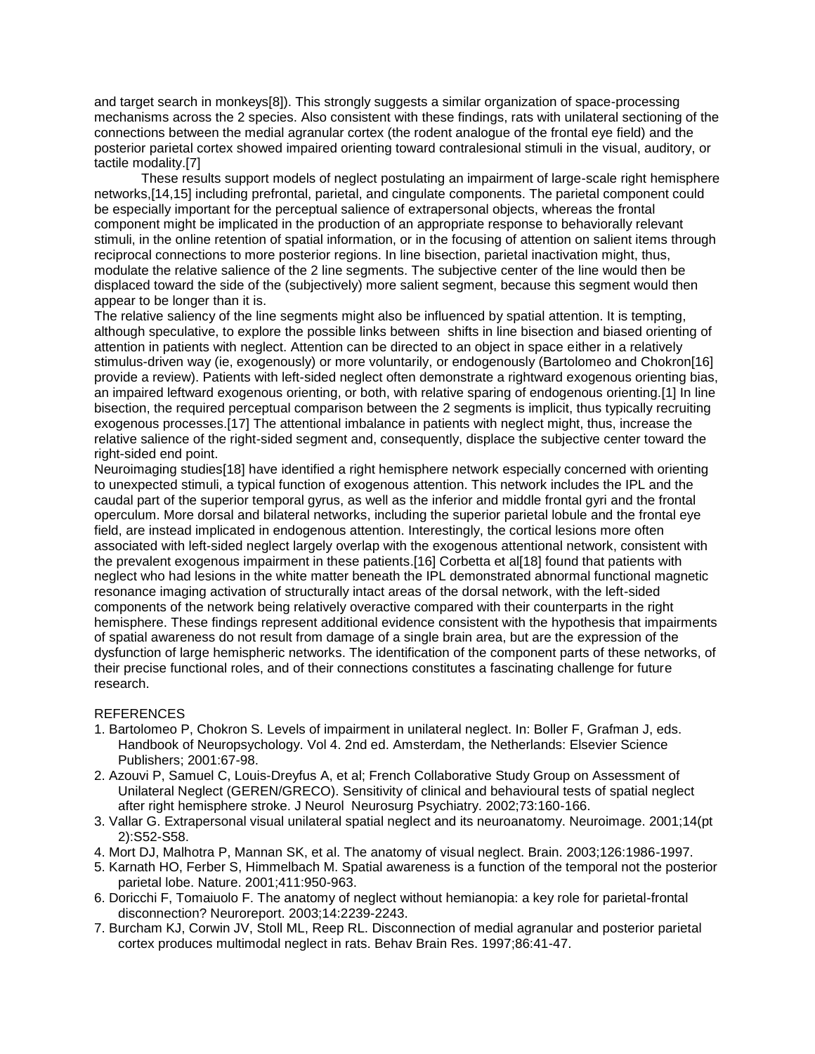and target search in monkeys[8]). This strongly suggests a similar organization of space-processing mechanisms across the 2 species. Also consistent with these findings, rats with unilateral sectioning of the connections between the medial agranular cortex (the rodent analogue of the frontal eye field) and the posterior parietal cortex showed impaired orienting toward contralesional stimuli in the visual, auditory, or tactile modality.[7]

These results support models of neglect postulating an impairment of large-scale right hemisphere networks,[14,15] including prefrontal, parietal, and cingulate components. The parietal component could be especially important for the perceptual salience of extrapersonal objects, whereas the frontal component might be implicated in the production of an appropriate response to behaviorally relevant stimuli, in the online retention of spatial information, or in the focusing of attention on salient items through reciprocal connections to more posterior regions. In line bisection, parietal inactivation might, thus, modulate the relative salience of the 2 line segments. The subjective center of the line would then be displaced toward the side of the (subjectively) more salient segment, because this segment would then appear to be longer than it is.

The relative saliency of the line segments might also be influenced by spatial attention. It is tempting, although speculative, to explore the possible links between shifts in line bisection and biased orienting of attention in patients with neglect. Attention can be directed to an object in space either in a relatively stimulus-driven way (ie, exogenously) or more voluntarily, or endogenously (Bartolomeo and Chokron[16] provide a review). Patients with left-sided neglect often demonstrate a rightward exogenous orienting bias, an impaired leftward exogenous orienting, or both, with relative sparing of endogenous orienting.[1] In line bisection, the required perceptual comparison between the 2 segments is implicit, thus typically recruiting exogenous processes.[17] The attentional imbalance in patients with neglect might, thus, increase the relative salience of the right-sided segment and, consequently, displace the subjective center toward the right-sided end point.

Neuroimaging studies[18] have identified a right hemisphere network especially concerned with orienting to unexpected stimuli, a typical function of exogenous attention. This network includes the IPL and the caudal part of the superior temporal gyrus, as well as the inferior and middle frontal gyri and the frontal operculum. More dorsal and bilateral networks, including the superior parietal lobule and the frontal eye field, are instead implicated in endogenous attention. Interestingly, the cortical lesions more often associated with left-sided neglect largely overlap with the exogenous attentional network, consistent with the prevalent exogenous impairment in these patients.[16] Corbetta et al[18] found that patients with neglect who had lesions in the white matter beneath the IPL demonstrated abnormal functional magnetic resonance imaging activation of structurally intact areas of the dorsal network, with the left-sided components of the network being relatively overactive compared with their counterparts in the right hemisphere. These findings represent additional evidence consistent with the hypothesis that impairments of spatial awareness do not result from damage of a single brain area, but are the expression of the dysfunction of large hemispheric networks. The identification of the component parts of these networks, of their precise functional roles, and of their connections constitutes a fascinating challenge for future research.

## REFERENCES

1. Bartolomeo P, Chokron S. Levels of impairment in unilateral neglect. In: Boller F, Grafman J, eds. Handbook of Neuropsychology. Vol 4. 2nd ed. Amsterdam, the Netherlands: Elsevier Science Publishers; 2001:67-98.
2. Azouvi P, Samuel C, Louis-Dreyfus A, et al; French Collaborative Study Group on Assessment of Unilateral Neglect (GEREN/GRECO). Sensitivity of clinical and behavioural tests of spatial neglect after right hemisphere stroke. J Neurol Neurosurg Psychiatry. 2002;73:160-166.
3. Vallar G. Extrapersonal visual unilateral spatial neglect and its neuroanatomy. Neuroimage. 2001;14(pt 2):S52-S58.
4. Mort DJ, Malhotra P, Mannan SK, et al. The anatomy of visual neglect. Brain. 2003;126:1986-1997.
5. Karnath HO, Ferber S, Himmelbach M. Spatial awareness is a function of the temporal not the posterior parietal lobe. Nature. 2001;411:950-963.
6. Doricchi F, Tomaiuolo F. The anatomy of neglect without hemianopia: a key role for parietal-frontal disconnection? Neuroreport. 2003;14:2239-2243.
7. Burcham KJ, Corwin JV, Stoll ML, Reep RL. Disconnection of medial agranular and posterior parietal cortex produces multimodal neglect in rats. Behav Brain Res. 1997;86:41-47.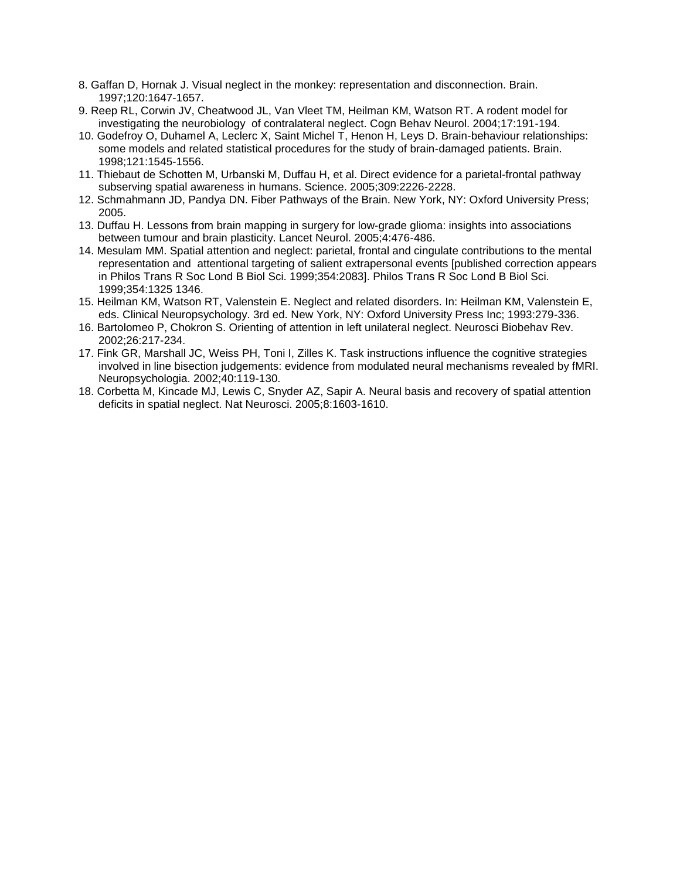8. Gaffan D, Hornak J. Visual neglect in the monkey: representation and disconnection. Brain. 1997;120:1647-1657.
9. Reep RL, Corwin JV, Cheatwood JL, Van Vleet TM, Heilman KM, Watson RT. A rodent model for investigating the neurobiology of contralateral neglect. Cogn Behav Neurol. 2004;17:191-194.
10. Godefroy O, Duhamel A, Leclerc X, Saint Michel T, Henon H, Leys D. Brain-behaviour relationships: some models and related statistical procedures for the study of brain-damaged patients. Brain. 1998;121:1545-1556.
11. Thiebaut de Schotten M, Urbanski M, Duffau H, et al. Direct evidence for a parietal-frontal pathway subserving spatial awareness in humans. Science. 2005;309:2226-2228.
12. Schmahmann JD, Pandya DN. Fiber Pathways of the Brain. New York, NY: Oxford University Press; 2005.
13. Duffau H. Lessons from brain mapping in surgery for low-grade glioma: insights into associations between tumour and brain plasticity. Lancet Neurol. 2005;4:476-486.
14. Mesulam MM. Spatial attention and neglect: parietal, frontal and cingulate contributions to the mental representation and attentional targeting of salient extrapersonal events [published correction appears in Philos Trans R Soc Lond B Biol Sci. 1999;354:2083]. Philos Trans R Soc Lond B Biol Sci. 1999;354:1325 1346.
15. Heilman KM, Watson RT, Valenstein E. Neglect and related disorders. In: Heilman KM, Valenstein E, eds. Clinical Neuropsychology. 3rd ed. New York, NY: Oxford University Press Inc; 1993:279-336.
16. Bartolomeo P, Chokron S. Orienting of attention in left unilateral neglect. Neurosci Biobehav Rev. 2002;26:217-234.
17. Fink GR, Marshall JC, Weiss PH, Toni I, Zilles K. Task instructions influence the cognitive strategies involved in line bisection judgements: evidence from modulated neural mechanisms revealed by fMRI. Neuropsychologia. 2002;40:119-130.
18. Corbetta M, Kincade MJ, Lewis C, Snyder AZ, Sapir A. Neural basis and recovery of spatial attention deficits in spatial neglect. Nat Neurosci. 2005;8:1603-1610.